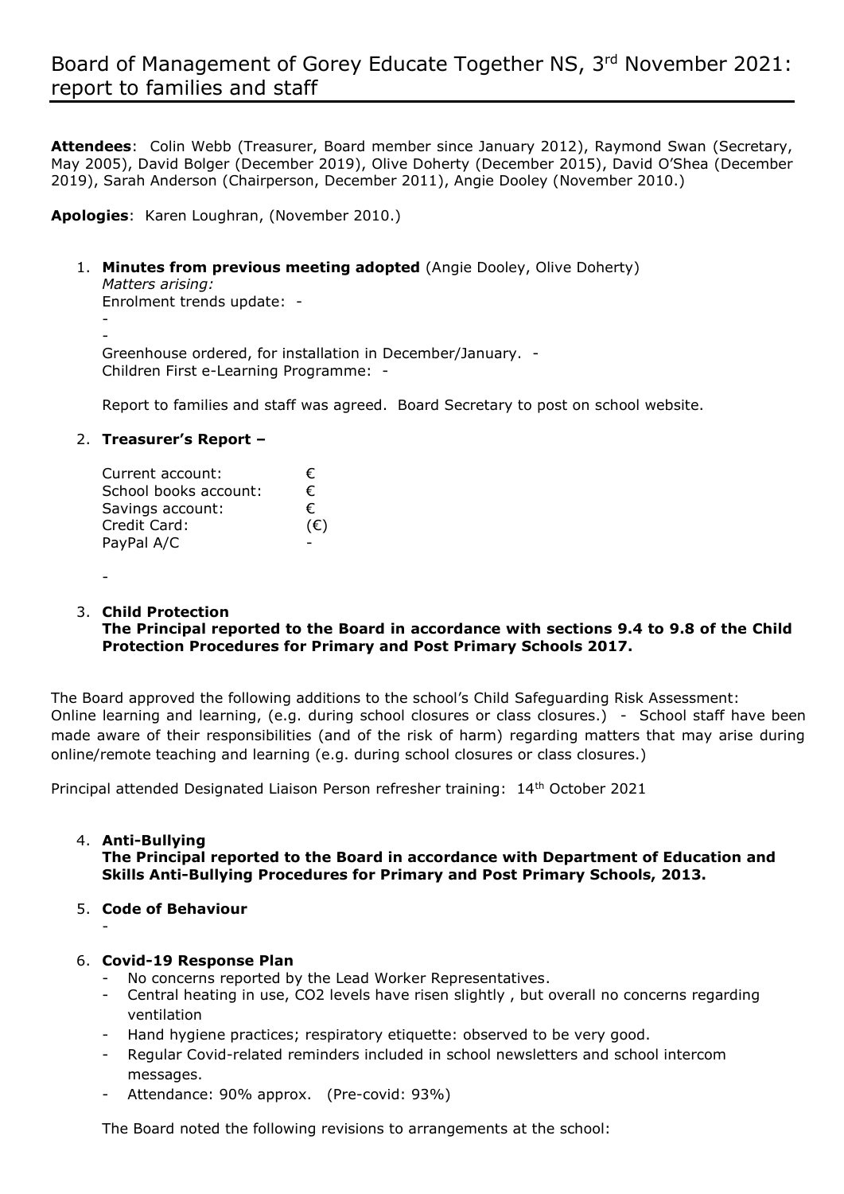# Board of Management of Gorey Educate Together NS, 3rd November 2021: report to families and staff

**Attendees**: Colin Webb (Treasurer, Board member since January 2012), Raymond Swan (Secretary, May 2005), David Bolger (December 2019), Olive Doherty (December 2015), David O'Shea (December 2019), Sarah Anderson (Chairperson, December 2011), Angie Dooley (November 2010.)

**Apologies**: Karen Loughran, (November 2010.)

1. **Minutes from previous meeting adopted** (Angie Dooley, Olive Doherty)
   *Matters arising:*
   Enrolment trends update: -
   -
   -
   Greenhouse ordered, for installation in December/January. -
   Children First e-Learning Programme: -

   Report to families and staff was agreed. Board Secretary to post on school website.

2. **Treasurer's Report –**

   | | |
   |---|---|
   | Current account: | € |
   | School books account: | € |
   | Savings account: | € |
   | Credit Card: | (€) |
   | PayPal A/C | - |

   -

3. **Child Protection**
   **The Principal reported to the Board in accordance with sections 9.4 to 9.8 of the Child Protection Procedures for Primary and Post Primary Schools 2017.**

The Board approved the following additions to the school's Child Safeguarding Risk Assessment:
Online learning and learning, (e.g. during school closures or class closures.) - School staff have been made aware of their responsibilities (and of the risk of harm) regarding matters that may arise during online/remote teaching and learning (e.g. during school closures or class closures.)

Principal attended Designated Liaison Person refresher training: 14th October 2021

4. **Anti-Bullying**
   **The Principal reported to the Board in accordance with Department of Education and Skills Anti-Bullying Procedures for Primary and Post Primary Schools, 2013.**

5. **Code of Behaviour**
   -

6. **Covid-19 Response Plan**
   - No concerns reported by the Lead Worker Representatives.
   - Central heating in use, $CO_2$ levels have risen slightly , but overall no concerns regarding ventilation
   - Hand hygiene practices; respiratory etiquette: observed to be very good.
   - Regular Covid-related reminders included in school newsletters and school intercom messages.
   - Attendance: 90% approx. (Pre-covid: 93%)

   The Board noted the following revisions to arrangements at the school: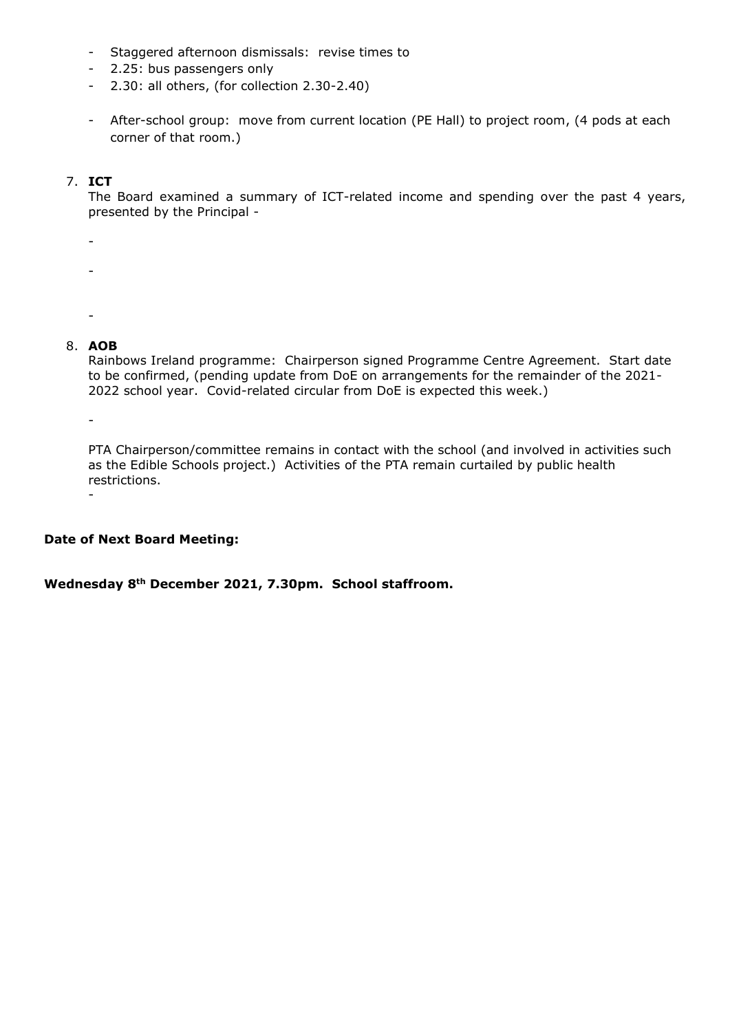- Staggered afternoon dismissals: revise times to
- 2.25: bus passengers only
- 2.30: all others, (for collection 2.30-2.40)

- After-school group: move from current location (PE Hall) to project room, (4 pods at each corner of that room.)

7. **ICT**

   The Board examined a summary of ICT-related income and spending over the past 4 years, presented by the Principal -

   -

   -

   -

8. **AOB**

   Rainbows Ireland programme: Chairperson signed Programme Centre Agreement. Start date to be confirmed, (pending update from DoE on arrangements for the remainder of the 2021-2022 school year. Covid-related circular from DoE is expected this week.)

   -

   PTA Chairperson/committee remains in contact with the school (and involved in activities such as the Edible Schools project.) Activities of the PTA remain curtailed by public health restrictions.

   -

**Date of Next Board Meeting:**

**Wednesday 8th December 2021, 7.30pm. School staffroom.**